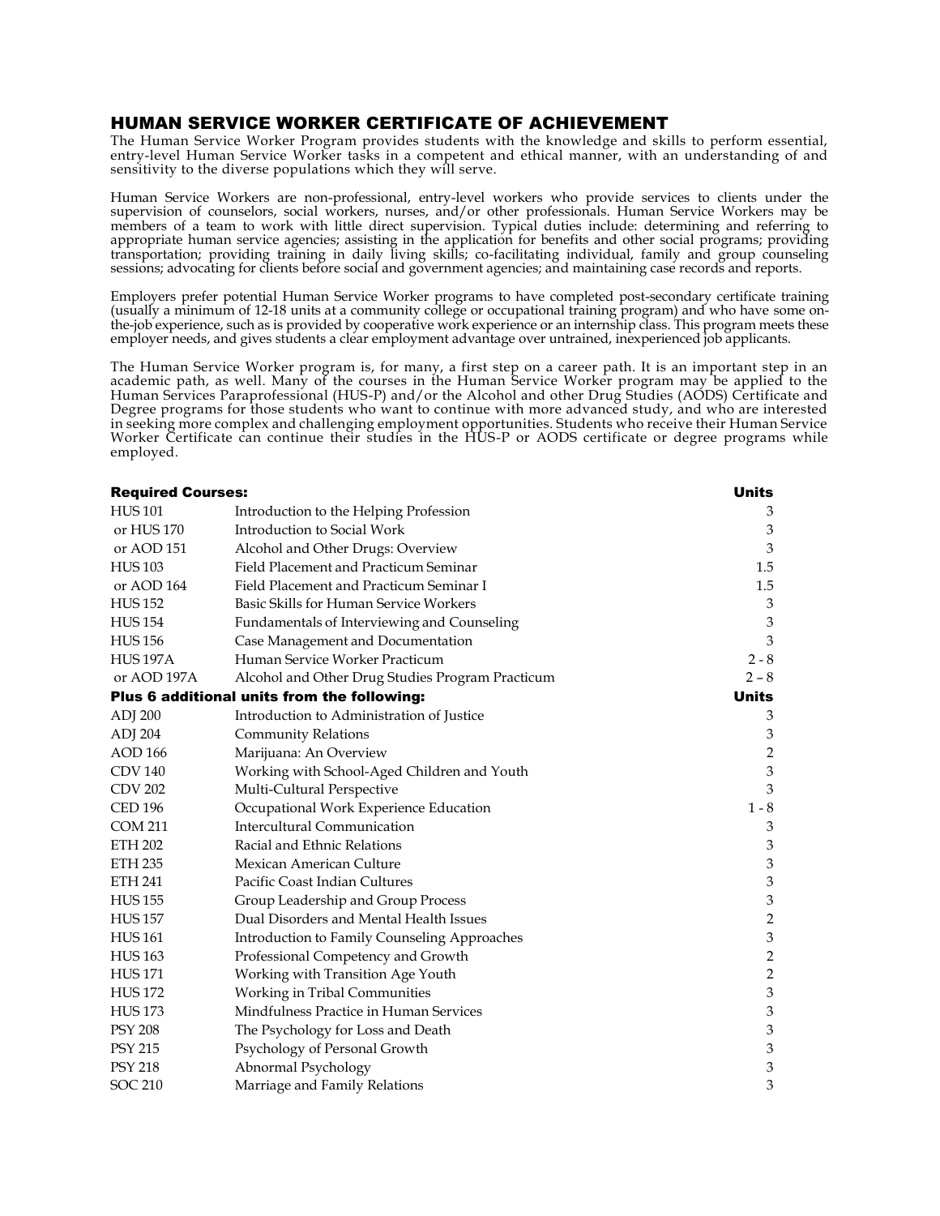## HUMAN SERVICE WORKER CERTIFICATE OF ACHIEVEMENT

The Human Service Worker Program provides students with the knowledge and skills to perform essential, entry-level Human Service Worker tasks in a competent and ethical manner, with an understanding of and sensitivity to the diverse populations which they will serve.

Human Service Workers are non-professional, entry-level workers who provide services to clients under the supervision of counselors, social workers, nurses, and/or other professionals. Human Service Workers may be members of a team to work with little direct supervision. Typical duties include: determining and referring to appropriate human service agencies; assisting in the application for benefits and other social programs; providing transportation; providing training in daily living skills; co-facilitating individual, family and group counseling sessions; advocating for clients before social and government agencies; and maintaining case records and reports.

Employers prefer potential Human Service Worker programs to have completed post-secondary certificate training (usually a minimum of 12-18 units at a community college or occupational training program) and who have some on-the-job experience, such as is provided by cooperative work experience or an internship class. This program meets these employer needs, and gives students a clear employment advantage over untrained, inexperienced job applicants.

The Human Service Worker program is, for many, a first step on a career path. It is an important step in an academic path, as well. Many of the courses in the Human Service Worker program may be applied to the Human Services Paraprofessional (HUS-P) and/or the Alcohol and other Drug Studies (AODS) Certificate and Degree programs for those students who want to continue with more advanced study, and who are interested in seeking more complex and challenging employment opportunities. Students who receive their Human Service Worker Certificate can continue their studies in the HUS-P or AODS certificate or degree programs while employed.

| **Required Courses:** | | **Units** |
|---|---|---|
| HUS 101 | Introduction to the Helping Profession | 3 |
| or HUS 170 | Introduction to Social Work | 3 |
| or AOD 151 | Alcohol and Other Drugs: Overview | 3 |
| HUS 103 | Field Placement and Practicum Seminar | 1.5 |
| or AOD 164 | Field Placement and Practicum Seminar I | 1.5 |
| HUS 152 | Basic Skills for Human Service Workers | 3 |
| HUS 154 | Fundamentals of Interviewing and Counseling | 3 |
| HUS 156 | Case Management and Documentation | 3 |
| HUS 197A | Human Service Worker Practicum | 2 - 8 |
| or AOD 197A | Alcohol and Other Drug Studies Program Practicum | 2 – 8 |
| **Plus 6 additional units from the following:** | | **Units** |
| ADJ 200 | Introduction to Administration of Justice | 3 |
| ADJ 204 | Community Relations | 3 |
| AOD 166 | Marijuana: An Overview | 2 |
| CDV 140 | Working with School-Aged Children and Youth | 3 |
| CDV 202 | Multi-Cultural Perspective | 3 |
| CED 196 | Occupational Work Experience Education | 1 - 8 |
| COM 211 | Intercultural Communication | 3 |
| ETH 202 | Racial and Ethnic Relations | 3 |
| ETH 235 | Mexican American Culture | 3 |
| ETH 241 | Pacific Coast Indian Cultures | 3 |
| HUS 155 | Group Leadership and Group Process | 3 |
| HUS 157 | Dual Disorders and Mental Health Issues | 2 |
| HUS 161 | Introduction to Family Counseling Approaches | 3 |
| HUS 163 | Professional Competency and Growth | 2 |
| HUS 171 | Working with Transition Age Youth | 2 |
| HUS 172 | Working in Tribal Communities | 3 |
| HUS 173 | Mindfulness Practice in Human Services | 3 |
| PSY 208 | The Psychology for Loss and Death | 3 |
| PSY 215 | Psychology of Personal Growth | 3 |
| PSY 218 | Abnormal Psychology | 3 |
| SOC 210 | Marriage and Family Relations | 3 |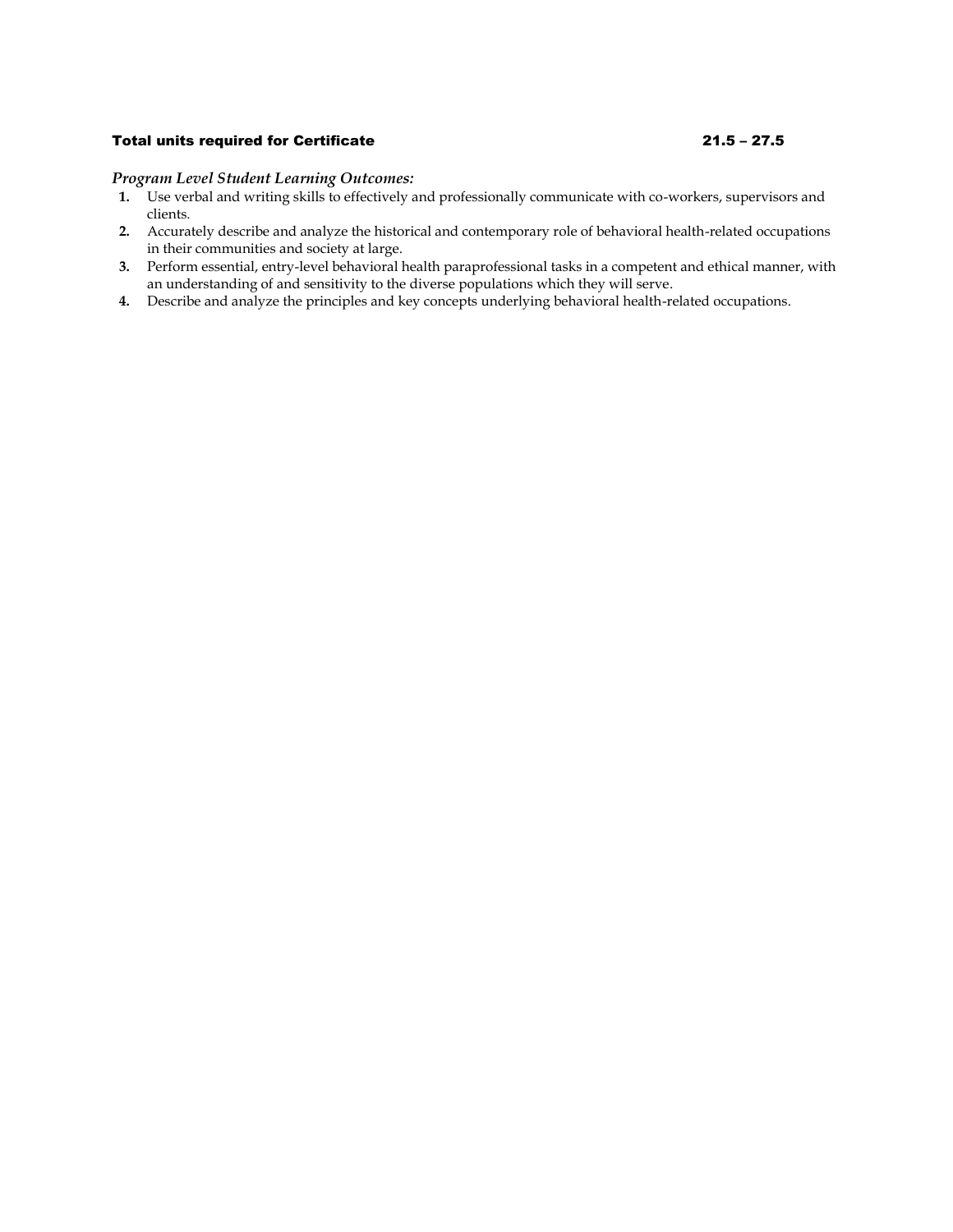**Total units required for Certificate 21.5 – 27.5**

***Program Level Student Learning Outcomes:***

1. Use verbal and writing skills to effectively and professionally communicate with co-workers, supervisors and clients.
2. Accurately describe and analyze the historical and contemporary role of behavioral health-related occupations in their communities and society at large.
3. Perform essential, entry-level behavioral health paraprofessional tasks in a competent and ethical manner, with an understanding of and sensitivity to the diverse populations which they will serve.
4. Describe and analyze the principles and key concepts underlying behavioral health-related occupations.